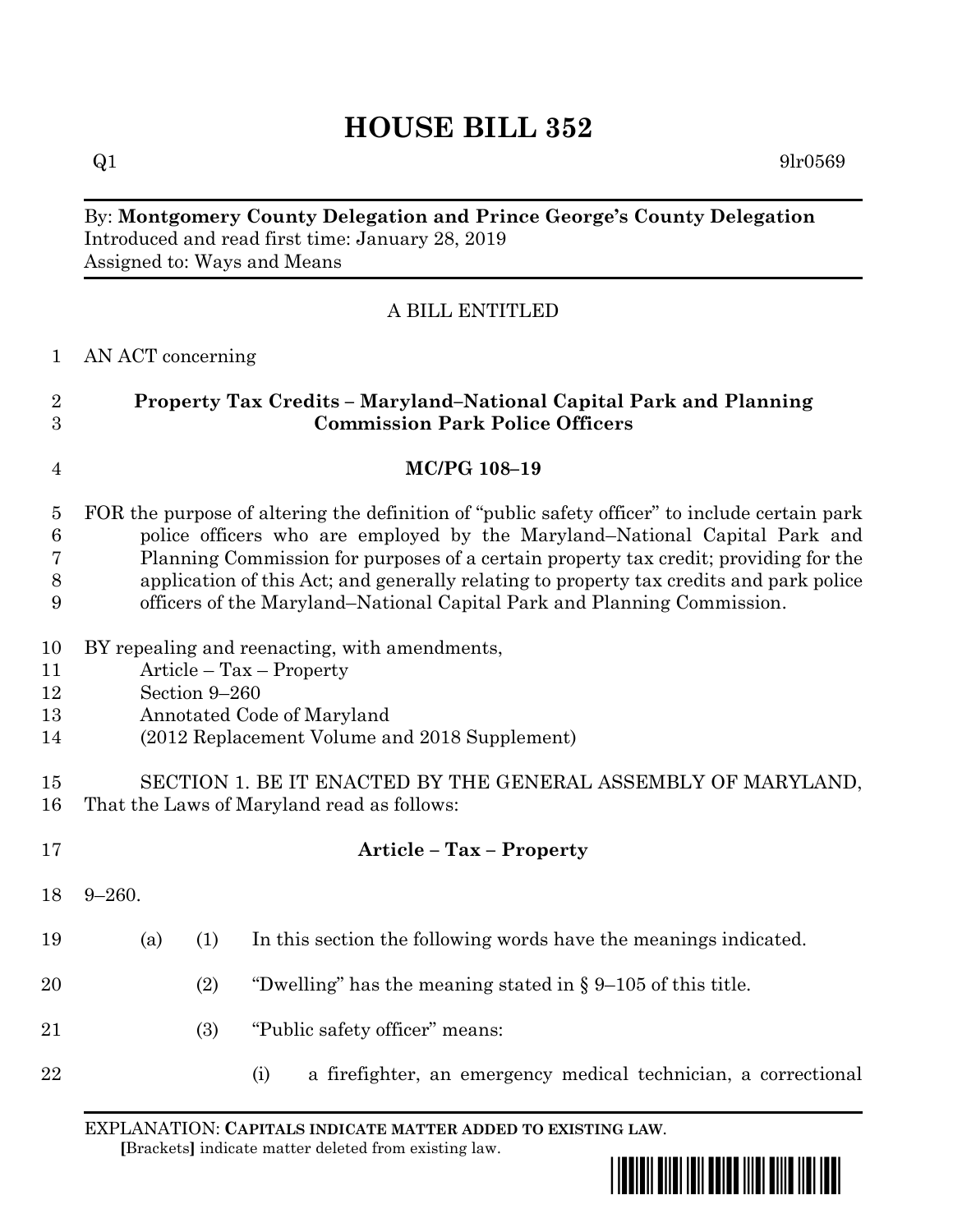# HOUSE BILL 352

Q1 9lr0569

By: **Montgomery County Delegation and Prince George's County Delegation**
Introduced and read first time: January 28, 2019
Assigned to: Ways and Means

A BILL ENTITLED

1 AN ACT concerning

2 **Property Tax Credits – Maryland–National Capital Park and Planning**
3 **Commission Park Police Officers**

4 **MC/PG 108–19**

5 FOR the purpose of altering the definition of "public safety officer" to include certain park
6 police officers who are employed by the Maryland–National Capital Park and
7 Planning Commission for purposes of a certain property tax credit; providing for the
8 application of this Act; and generally relating to property tax credits and park police
9 officers of the Maryland–National Capital Park and Planning Commission.

10 BY repealing and reenacting, with amendments,
11 Article – Tax – Property
12 Section 9–260
13 Annotated Code of Maryland
14 (2012 Replacement Volume and 2018 Supplement)

15 SECTION 1. BE IT ENACTED BY THE GENERAL ASSEMBLY OF MARYLAND,
16 That the Laws of Maryland read as follows:

17 **Article – Tax – Property**

18 9–260.

19 (a) (1) In this section the following words have the meanings indicated.

20 (2) "Dwelling" has the meaning stated in § 9–105 of this title.

21 (3) "Public safety officer" means:

22 (i) a firefighter, an emergency medical technician, a correctional

EXPLANATION: **CAPITALS INDICATE MATTER ADDED TO EXISTING LAW**.
**[**Brackets**]** indicate matter deleted from existing law.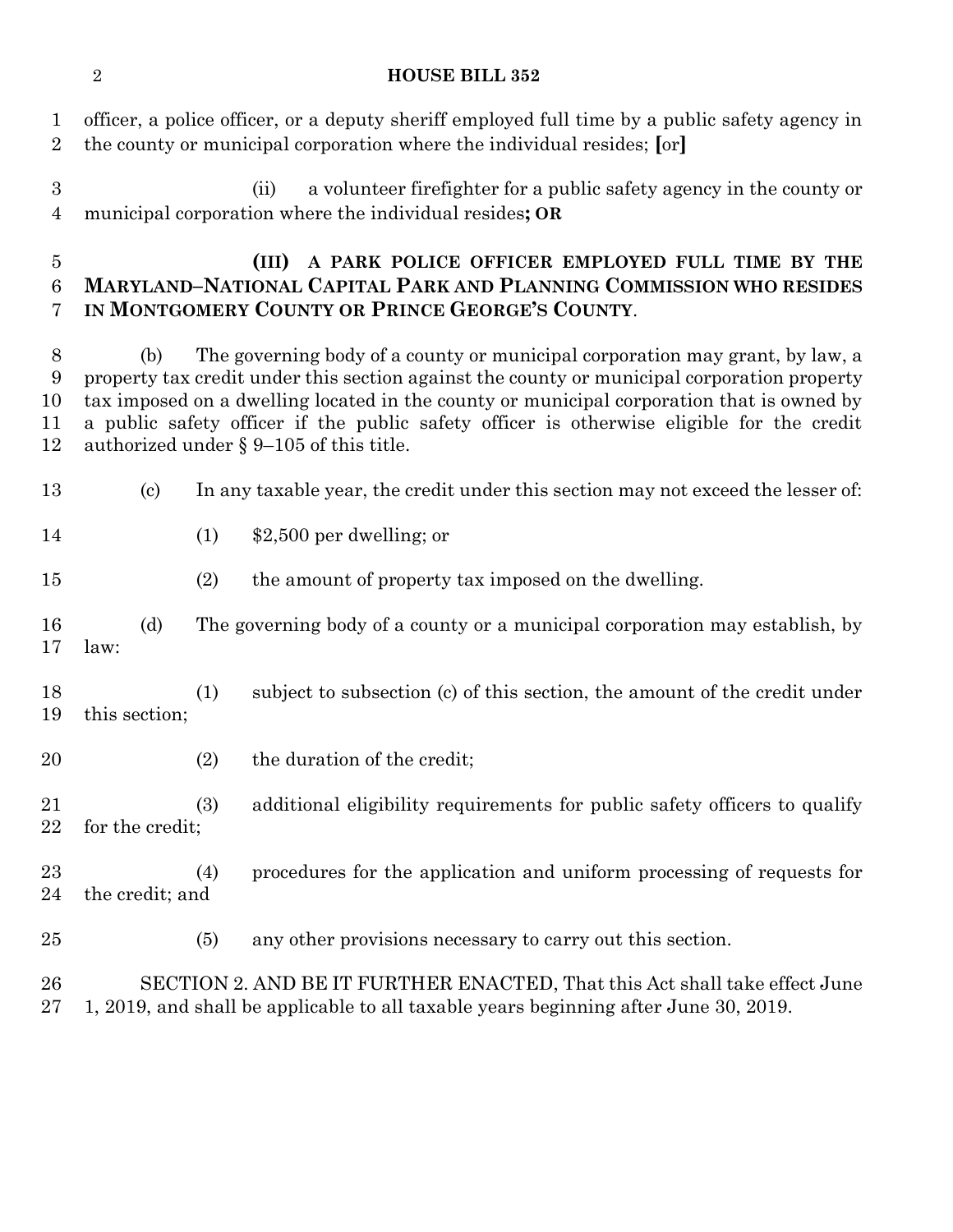officer, a police officer, or a deputy sheriff employed full time by a public safety agency in the county or municipal corporation where the individual resides; [or]

(ii) a volunteer firefighter for a public safety agency in the county or municipal corporation where the individual resides**; OR**

**(III) A PARK POLICE OFFICER EMPLOYED FULL TIME BY THE MARYLAND–NATIONAL CAPITAL PARK AND PLANNING COMMISSION WHO RESIDES IN MONTGOMERY COUNTY OR PRINCE GEORGE'S COUNTY**.

(b) The governing body of a county or municipal corporation may grant, by law, a property tax credit under this section against the county or municipal corporation property tax imposed on a dwelling located in the county or municipal corporation that is owned by a public safety officer if the public safety officer is otherwise eligible for the credit authorized under § 9–105 of this title.

(c) In any taxable year, the credit under this section may not exceed the lesser of:

(1) $2,500 per dwelling; or

(2) the amount of property tax imposed on the dwelling.

(d) The governing body of a county or a municipal corporation may establish, by law:

(1) subject to subsection (c) of this section, the amount of the credit under this section;

(2) the duration of the credit;

(3) additional eligibility requirements for public safety officers to qualify for the credit;

(4) procedures for the application and uniform processing of requests for the credit; and

(5) any other provisions necessary to carry out this section.

SECTION 2. AND BE IT FURTHER ENACTED, That this Act shall take effect June 1, 2019, and shall be applicable to all taxable years beginning after June 30, 2019.